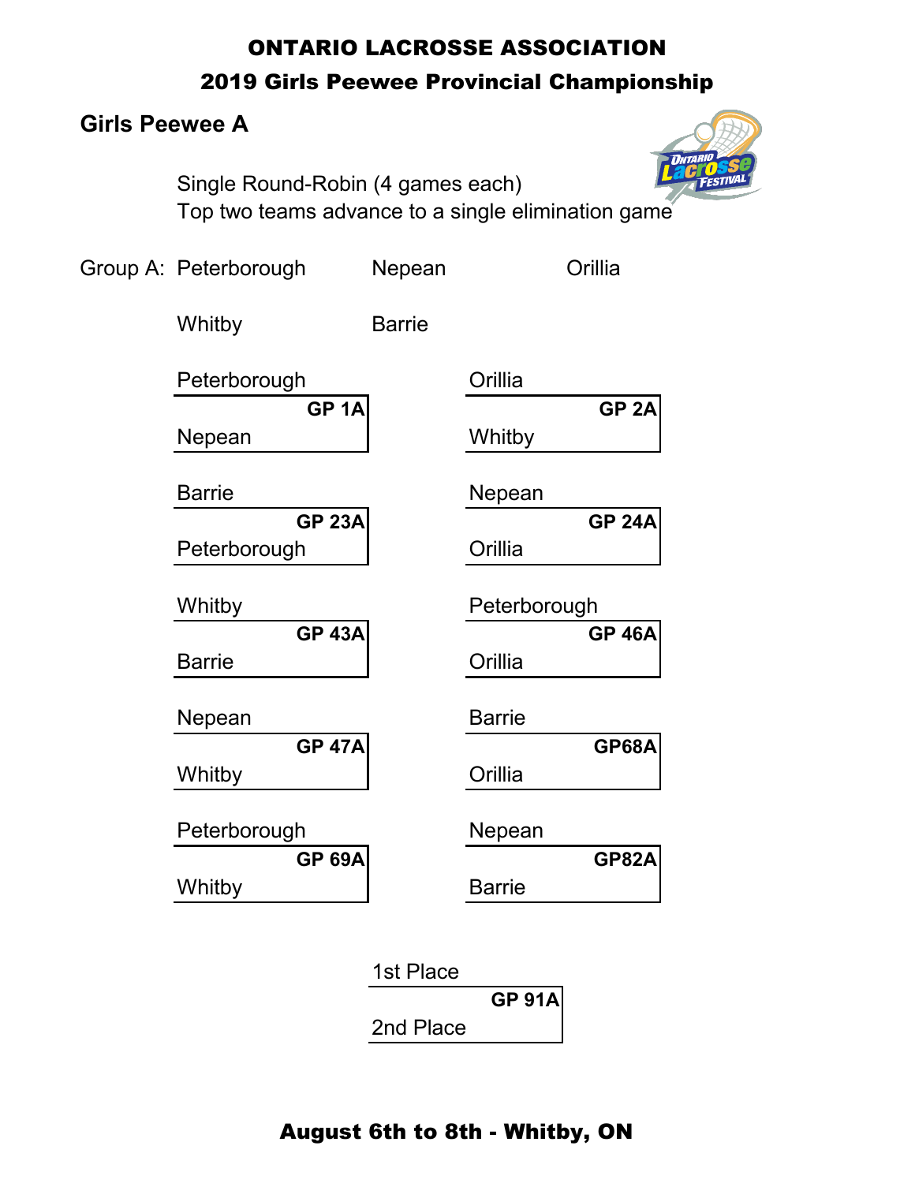# ONTARIO LACROSSE ASSOCIATION

## 2019 Girls Peewee Provincial Championship

### Girls Peewee A

Single Round-Robin (4 games each)
Top two teams advance to a single elimination game

Group A: Peterborough, Nepean, Orillia, Whitby, Barrie

| Game | Team 1 | Team 2 |
|---|---|---|
| GP 1A | Peterborough | Nepean |
| GP 2A | Orillia | Whitby |
| GP 23A | Barrie | Peterborough |
| GP 24A | Nepean | Orillia |
| GP 43A | Whitby | Barrie |
| GP 46A | Peterborough | Orillia |
| GP 47A | Nepean | Whitby |
| GP68A | Barrie | Orillia |
| GP 69A | Peterborough | Whitby |
| GP82A | Nepean | Barrie |
| GP 91A | 1st Place | 2nd Place |

**August 6th to 8th - Whitby, ON**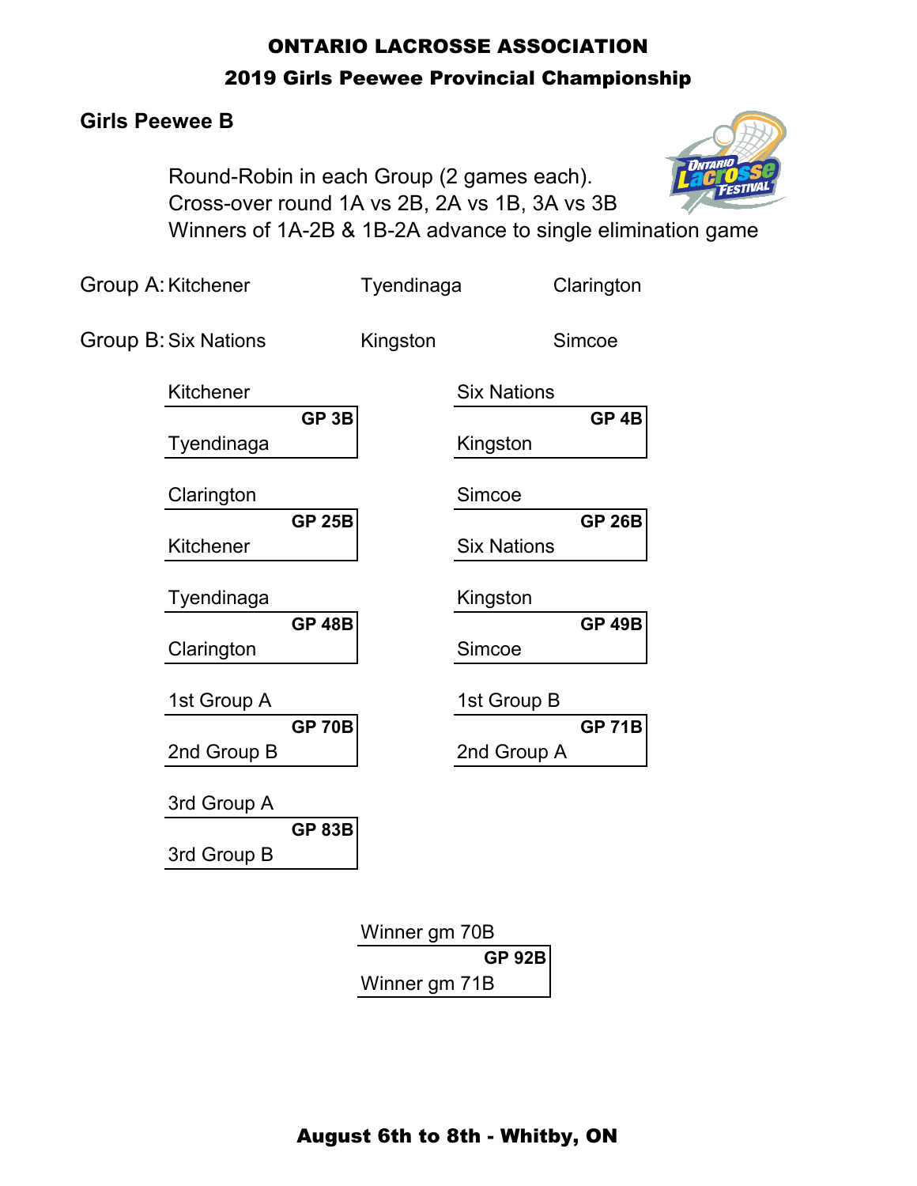**ONTARIO LACROSSE ASSOCIATION**

**2019 Girls Peewee Provincial Championship**

## Girls Peewee B

Round-Robin in each Group (2 games each).
Cross-over round 1A vs 2B, 2A vs 1B, 3A vs 3B
Winners of 1A-2B & 1B-2A advance to single elimination game

| | | | |
|---|---|---|---|
| Group A: | Kitchener | Tyendinaga | Clarington |
| Group B: | Six Nations | Kingston | Simcoe |

| Game | Team 1 | Team 2 |
|---|---|---|
| GP 3B | Kitchener | Tyendinaga |
| GP 4B | Six Nations | Kingston |
| GP 25B | Clarington | Kitchener |
| GP 26B | Simcoe | Six Nations |
| GP 48B | Tyendinaga | Clarington |
| GP 49B | Kingston | Simcoe |
| GP 70B | 1st Group A | 2nd Group B |
| GP 71B | 1st Group B | 2nd Group A |
| GP 83B | 3rd Group A | 3rd Group B |
| GP 92B | Winner gm 70B | Winner gm 71B |

**August 6th to 8th - Whitby, ON**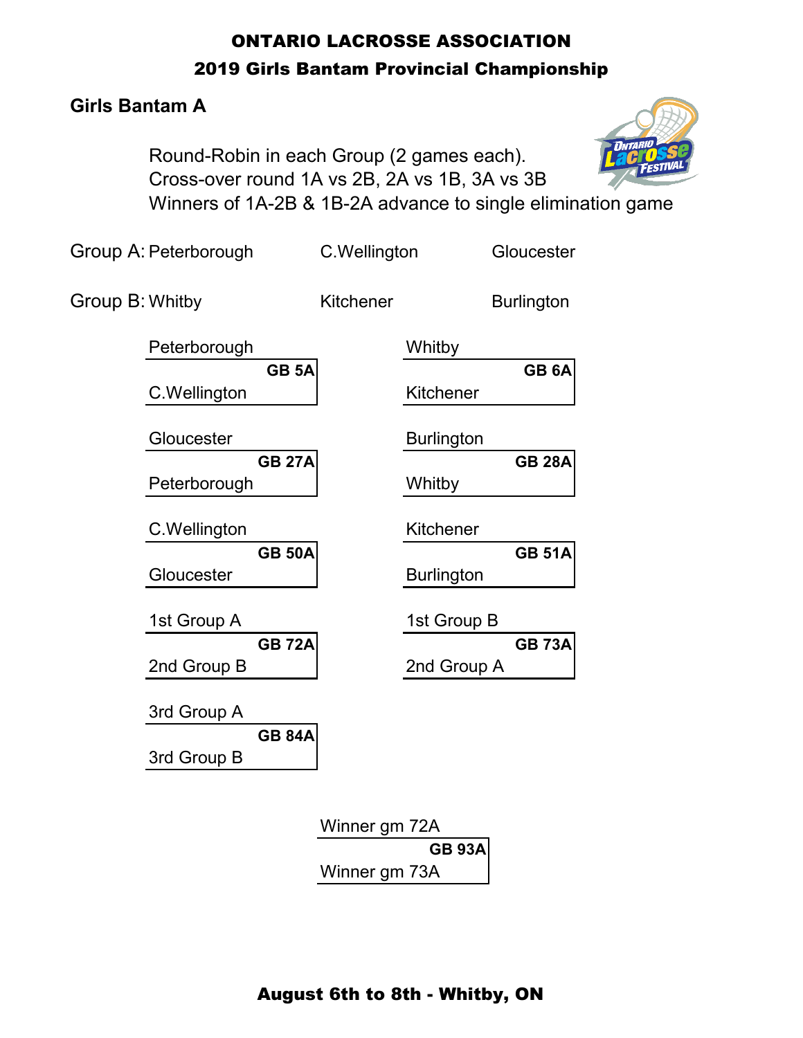**ONTARIO LACROSSE ASSOCIATION**

**2019 Girls Bantam Provincial Championship**

## Girls Bantam A

Round-Robin in each Group (2 games each).
Cross-over round 1A vs 2B, 2A vs 1B, 3A vs 3B
Winners of 1A-2B & 1B-2A advance to single elimination game

Group A: Peterborough — C.Wellington — Gloucester

Group B: Whitby — Kitchener — Burlington

| Game | Team 1 | Team 2 |
|---|---|---|
| GB 5A | Peterborough | C.Wellington |
| GB 6A | Whitby | Kitchener |
| GB 27A | Gloucester | Peterborough |
| GB 28A | Burlington | Whitby |
| GB 50A | C.Wellington | Gloucester |
| GB 51A | Kitchener | Burlington |
| GB 72A | 1st Group A | 2nd Group B |
| GB 73A | 1st Group B | 2nd Group A |
| GB 84A | 3rd Group A | 3rd Group B |
| GB 93A | Winner gm 72A | Winner gm 73A |

**August 6th to 8th - Whitby, ON**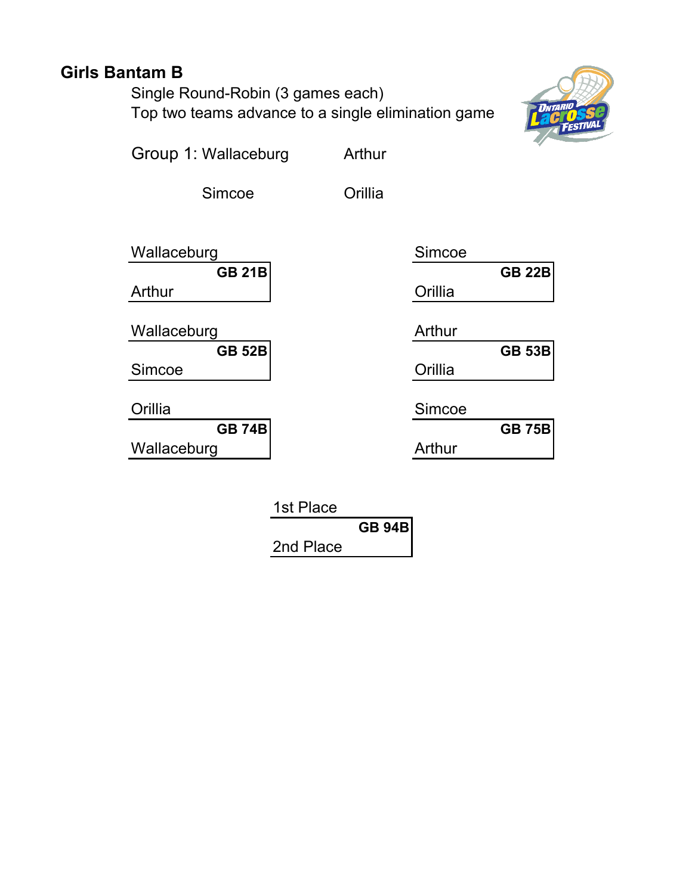## Girls Bantam B

Single Round-Robin (3 games each)
Top two teams advance to a single elimination game

Group 1: Wallaceburg | Arthur
Simcoe | Orillia

| Game | Team 1 | Team 2 |
|---|---|---|
| GB 21B | Wallaceburg | Arthur |
| GB 22B | Simcoe | Orillia |
| GB 52B | Wallaceburg | Simcoe |
| GB 53B | Arthur | Orillia |
| GB 74B | Orillia | Wallaceburg |
| GB 75B | Simcoe | Arthur |

| Game | Team 1 | Team 2 |
|---|---|---|
| GB 94B | 1st Place | 2nd Place |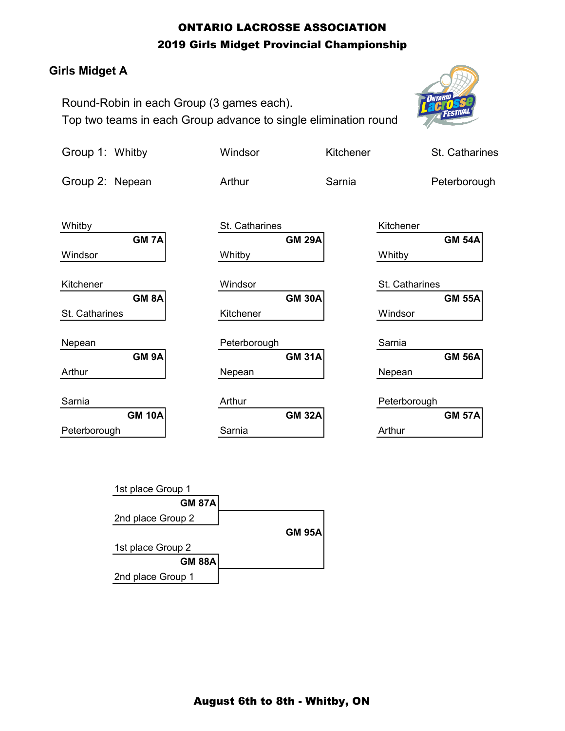# ONTARIO LACROSSE ASSOCIATION

## 2019 Girls Midget Provincial Championship

### Girls Midget A

Round-Robin in each Group (3 games each).
Top two teams in each Group advance to single elimination round

| | | | | |
|---|---|---|---|---|
| Group 1: | Whitby | Windsor | Kitchener | St. Catharines |
| Group 2: | Nepean | Arthur | Sarnia | Peterborough |

| Game | Team 1 | Team 2 |
|---|---|---|
| GM 7A | Whitby | Windsor |
| GM 8A | Kitchener | St. Catharines |
| GM 9A | Nepean | Arthur |
| GM 10A | Sarnia | Peterborough |
| GM 29A | St. Catharines | Whitby |
| GM 30A | Windsor | Kitchener |
| GM 31A | Peterborough | Nepean |
| GM 32A | Arthur | Sarnia |
| GM 54A | Kitchener | Whitby |
| GM 55A | St. Catharines | Windsor |
| GM 56A | Sarnia | Nepean |
| GM 57A | Peterborough | Arthur |

| Game | Team 1 | Team 2 |
|---|---|---|
| GM 87A | 1st place Group 1 | 2nd place Group 2 |
| GM 88A | 1st place Group 2 | 2nd place Group 1 |
| GM 95A | Winner GM 87A | Winner GM 88A |

**August 6th to 8th - Whitby, ON**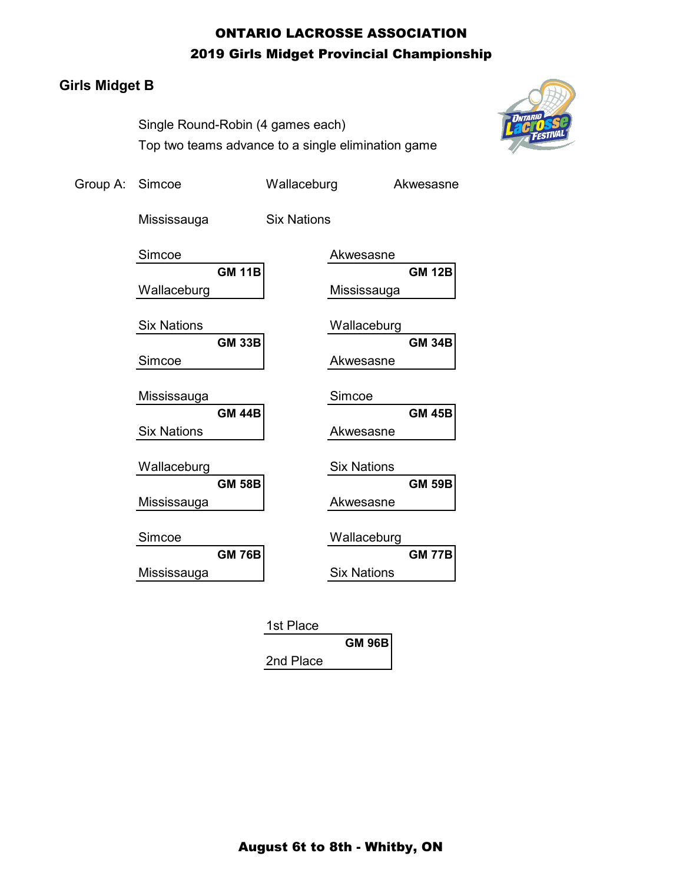# ONTARIO LACROSSE ASSOCIATION

## 2019 Girls Midget Provincial Championship

### Girls Midget B

Single Round-Robin (4 games each)

Top two teams advance to a single elimination game

Group A: Simcoe, Wallaceburg, Akwesasne, Mississauga, Six Nations

| Game | Team 1 | Team 2 |
|---|---|---|
| GM 11B | Simcoe | Wallaceburg |
| GM 12B | Akwesasne | Mississauga |
| GM 33B | Six Nations | Simcoe |
| GM 34B | Wallaceburg | Akwesasne |
| GM 44B | Mississauga | Six Nations |
| GM 45B | Simcoe | Akwesasne |
| GM 58B | Wallaceburg | Mississauga |
| GM 59B | Six Nations | Akwesasne |
| GM 76B | Simcoe | Mississauga |
| GM 77B | Wallaceburg | Six Nations |
| GM 96B | 1st Place | 2nd Place |

**August 6t to 8th - Whitby, ON**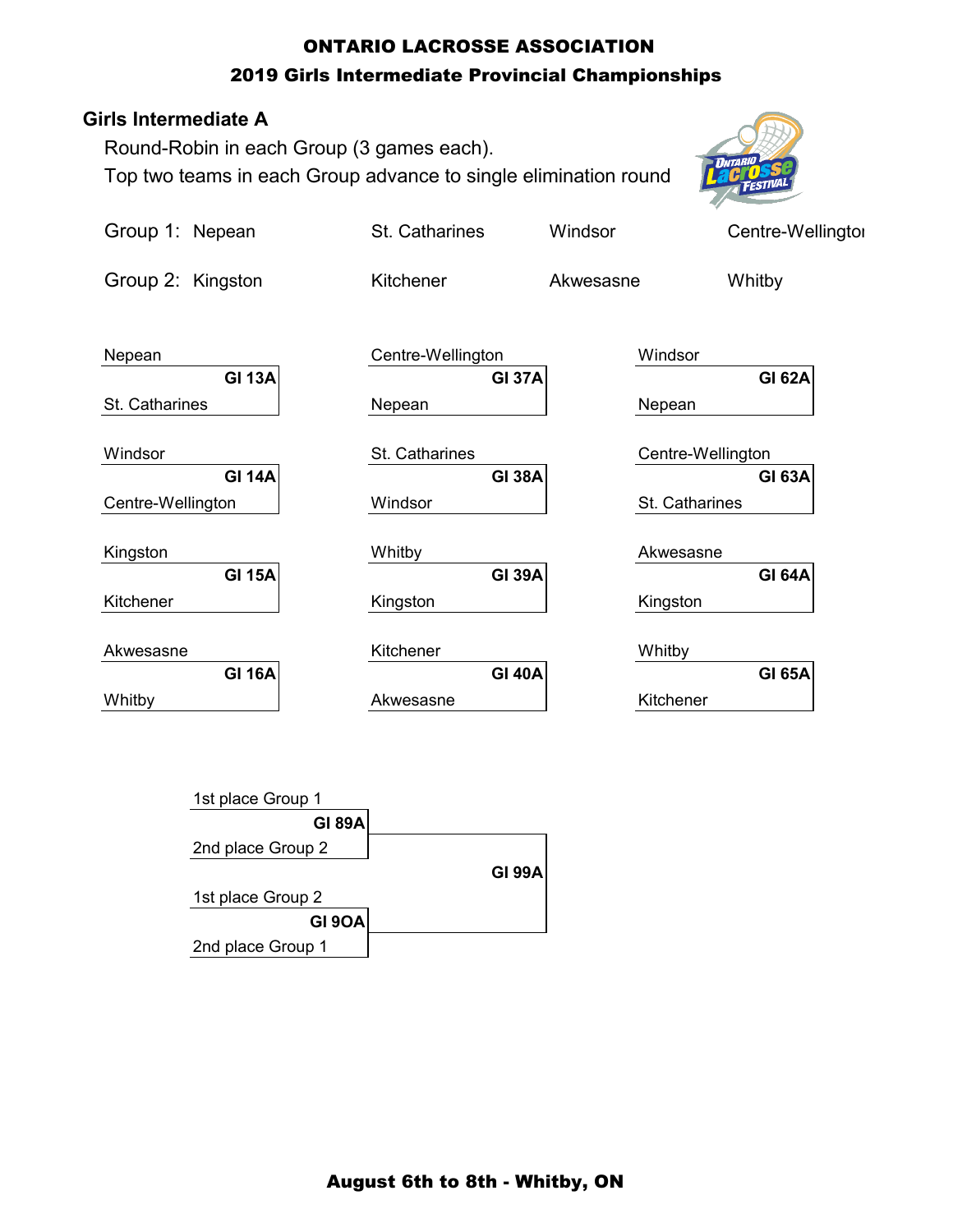# ONTARIO LACROSSE ASSOCIATION

## 2019 Girls Intermediate Provincial Championships

### Girls Intermediate A

Round-Robin in each Group (3 games each).

Top two teams in each Group advance to single elimination round

| | | | | |
|---|---|---|---|---|
| Group 1: | Nepean | St. Catharines | Windsor | Centre-Wellington |
| Group 2: | Kingston | Kitchener | Akwesasne | Whitby |

| Game | Team 1 | Team 2 |
|---|---|---|
| GI 13A | Nepean | St. Catharines |
| GI 14A | Windsor | Centre-Wellington |
| GI 15A | Kingston | Kitchener |
| GI 16A | Akwesasne | Whitby |
| GI 37A | Centre-Wellington | Nepean |
| GI 38A | St. Catharines | Windsor |
| GI 39A | Whitby | Kingston |
| GI 40A | Kitchener | Akwesasne |
| GI 62A | Windsor | Nepean |
| GI 63A | Centre-Wellington | St. Catharines |
| GI 64A | Akwesasne | Kingston |
| GI 65A | Whitby | Kitchener |

| Game | Team 1 | Team 2 |
|---|---|---|
| GI 89A | 1st place Group 1 | 2nd place Group 2 |
| GI 9OA | 1st place Group 2 | 2nd place Group 1 |
| GI 99A | Winner GI 89A | Winner GI 9OA |

**August 6th to 8th - Whitby, ON**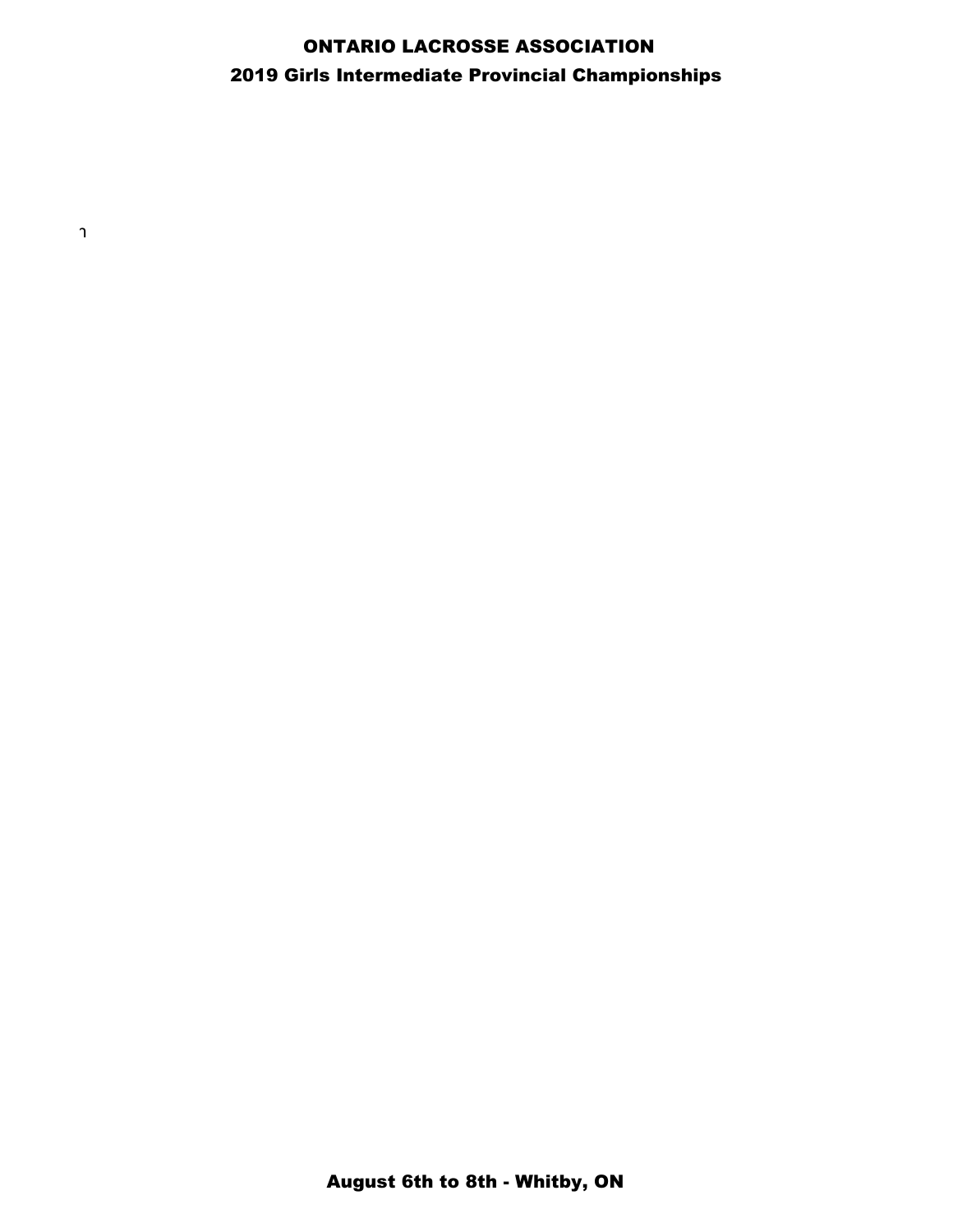# ONTARIO LACROSSE ASSOCIATION

## 2019 Girls Intermediate Provincial Championships

ר

August 6th to 8th - Whitby, ON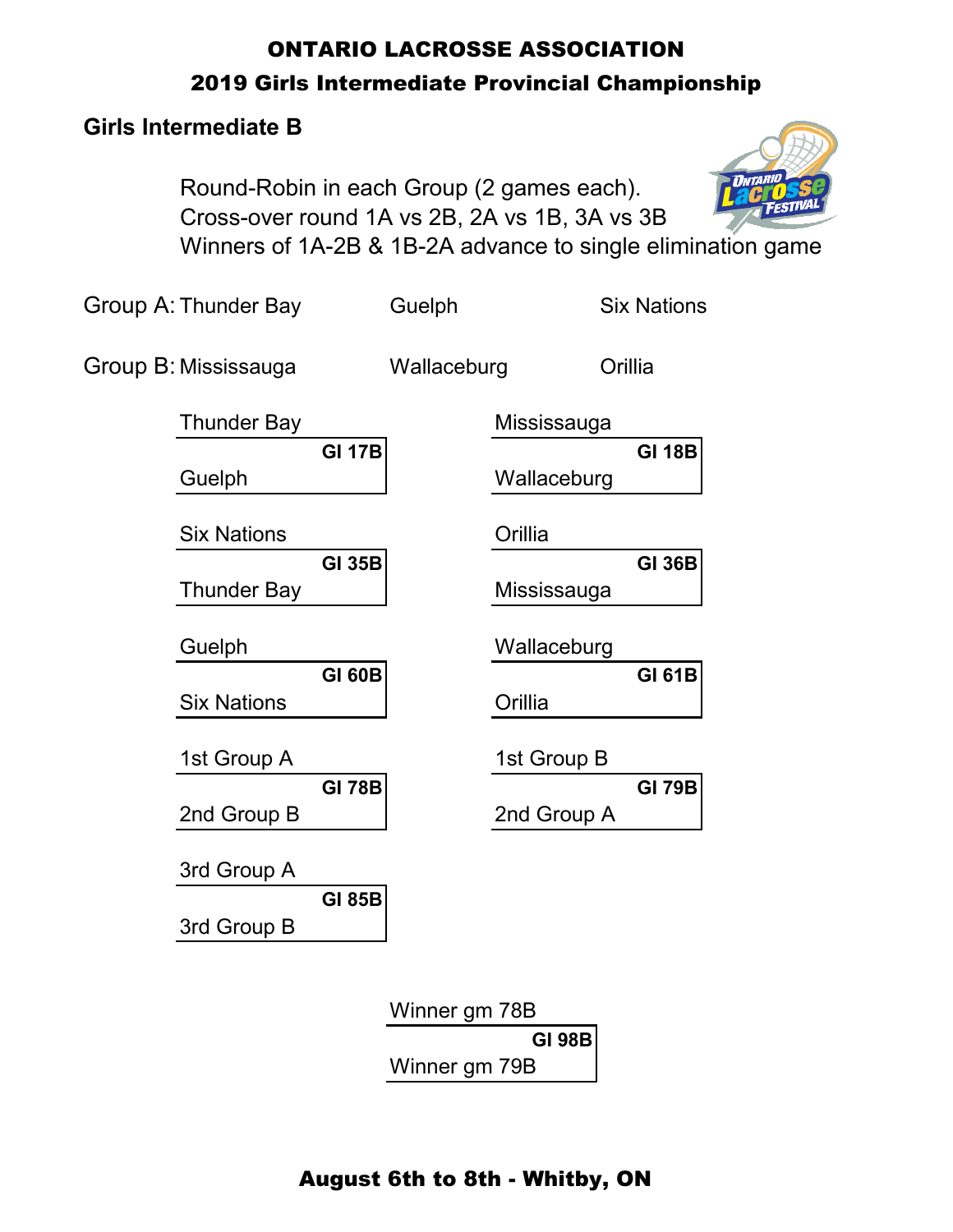# ONTARIO LACROSSE ASSOCIATION

## 2019 Girls Intermediate Provincial Championship

### Girls Intermediate B

Round-Robin in each Group (2 games each).
Cross-over round 1A vs 2B, 2A vs 1B, 3A vs 3B
Winners of 1A-2B & 1B-2A advance to single elimination game

Group A: Thunder Bay, Guelph, Six Nations

Group B: Mississauga, Wallaceburg, Orillia

**GI 17B**: Thunder Bay vs Guelph

**GI 18B**: Mississauga vs Wallaceburg

**GI 35B**: Six Nations vs Thunder Bay

**GI 36B**: Orillia vs Mississauga

**GI 60B**: Guelph vs Six Nations

**GI 61B**: Wallaceburg vs Orillia

**GI 78B**: 1st Group A vs 2nd Group B

**GI 79B**: 1st Group B vs 2nd Group A

**GI 85B**: 3rd Group A vs 3rd Group B

**GI 98B**: Winner gm 78B vs Winner gm 79B

**August 6th to 8th - Whitby, ON**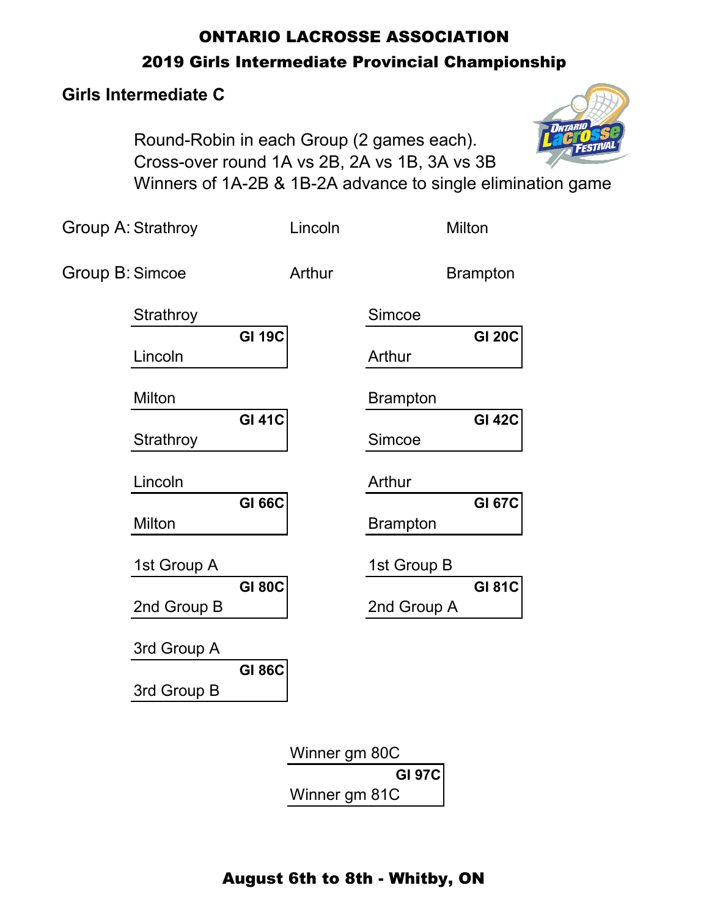# ONTARIO LACROSSE ASSOCIATION

## 2019 Girls Intermediate Provincial Championship

### Girls Intermediate C

Round-Robin in each Group (2 games each).
Cross-over round 1A vs 2B, 2A vs 1B, 3A vs 3B
Winners of 1A-2B & 1B-2A advance to single elimination game

Group A: Strathroy Lincoln Milton

Group B: Simcoe Arthur Brampton

| Game | Team 1 | Team 2 |
| --- | --- | --- |
| GI 19C | Strathroy | Lincoln |
| GI 20C | Simcoe | Arthur |
| GI 41C | Milton | Strathroy |
| GI 42C | Brampton | Simcoe |
| GI 66C | Lincoln | Milton |
| GI 67C | Arthur | Brampton |
| GI 80C | 1st Group A | 2nd Group B |
| GI 81C | 1st Group B | 2nd Group A |
| GI 86C | 3rd Group A | 3rd Group B |
| GI 97C | Winner gm 80C | Winner gm 81C |

**August 6th to 8th - Whitby, ON**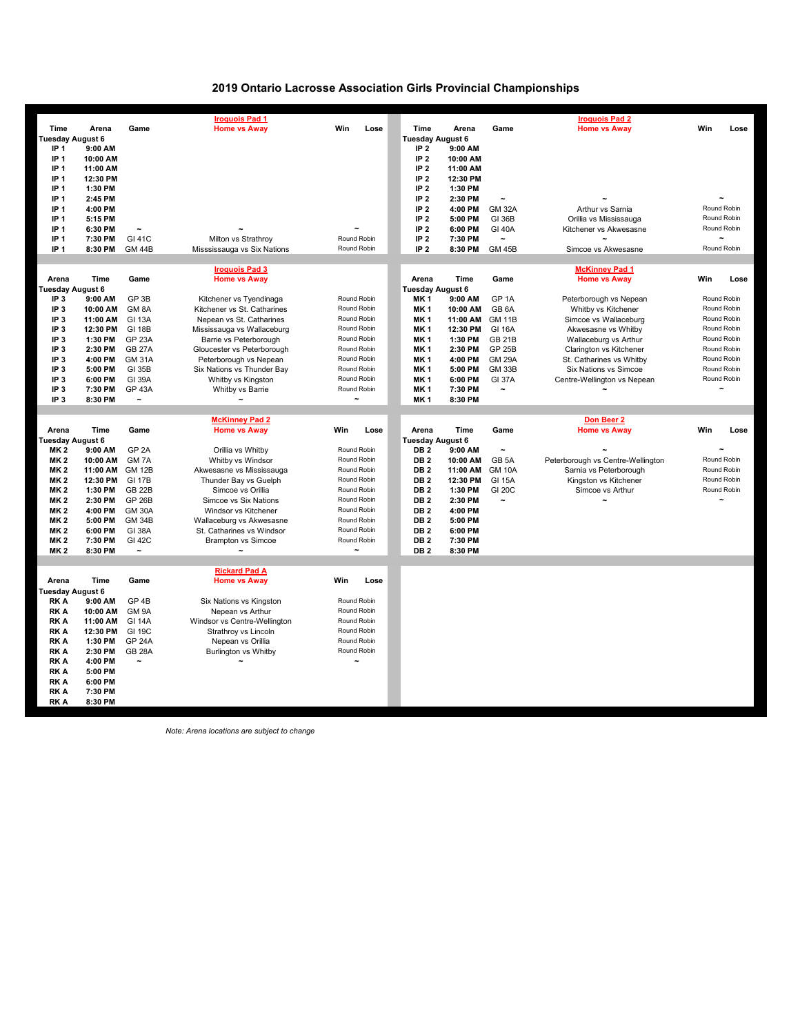# 2019 Ontario Lacrosse Association Girls Provincial Championships

## Iroquois Pad 1

| Time | Arena | Game | Home vs Away | Win | Lose |
|---|---|---|---|---|---|
| Tuesday August 6 | | | | | |
| IP 1 | 9:00 AM | | | | |
| IP 1 | 10:00 AM | | | | |
| IP 1 | 11:00 AM | | | | |
| IP 1 | 12:30 PM | | | | |
| IP 1 | 1:30 PM | | | | |
| IP 1 | 2:45 PM | | | | |
| IP 1 | 4:00 PM | | | | |
| IP 1 | 5:15 PM | | | | |
| IP 1 | 6:30 PM | ~ | ~ | ~ | |
| IP 1 | 7:30 PM | GI 41C | Milton vs Strathroy | Round Robin | |
| IP 1 | 8:30 PM | GM 44B | Misssissauga vs Six Nations | Round Robin | |

## Iroquois Pad 2

| Time | Arena | Game | Home vs Away | Win | Lose |
|---|---|---|---|---|---|
| Tuesday August 6 | | | | | |
| IP 2 | 9:00 AM | | | | |
| IP 2 | 10:00 AM | | | | |
| IP 2 | 11:00 AM | | | | |
| IP 2 | 12:30 PM | | | | |
| IP 2 | 1:30 PM | | | | |
| IP 2 | 2:30 PM | ~ | ~ | ~ | |
| IP 2 | 4:00 PM | GM 32A | Arthur vs Sarnia | Round Robin | |
| IP 2 | 5:00 PM | GI 36B | Orillia vs Mississauga | Round Robin | |
| IP 2 | 6:00 PM | GI 40A | Kitchener vs Akwesasne | Round Robin | |
| IP 2 | 7:30 PM | ~ | ~ | ~ | |
| IP 2 | 8:30 PM | GM 45B | Simcoe vs Akwesasne | Round Robin | |

## Iroquois Pad 3

| Arena | Time | Game | Home vs Away | Win | Lose |
|---|---|---|---|---|---|
| Tuesday August 6 | | | | | |
| IP 3 | 9:00 AM | GP 3B | Kitchener vs Tyendinaga | Round Robin | |
| IP 3 | 10:00 AM | GM 8A | Kitchener vs St. Catharines | Round Robin | |
| IP 3 | 11:00 AM | GI 13A | Nepean vs St. Catharines | Round Robin | |
| IP 3 | 12:30 PM | GI 18B | Mississauga vs Wallaceburg | Round Robin | |
| IP 3 | 1:30 PM | GP 23A | Barrie vs Peterborough | Round Robin | |
| IP 3 | 2:30 PM | GB 27A | Gloucester vs Peterborough | Round Robin | |
| IP 3 | 4:00 PM | GM 31A | Peterborough vs Nepean | Round Robin | |
| IP 3 | 5:00 PM | GI 35B | Six Nations vs Thunder Bay | Round Robin | |
| IP 3 | 6:00 PM | GI 39A | Whitby vs Kingston | Round Robin | |
| IP 3 | 7:30 PM | GP 43A | Whitby vs Barrie | Round Robin | |
| IP 3 | 8:30 PM | ~ | ~ | ~ | |

## McKinney Pad 1

| Arena | Time | Game | Home vs Away | Win | Lose |
|---|---|---|---|---|---|
| Tuesday August 6 | | | | | |
| MK 1 | 9:00 AM | GP 1A | Peterborough vs Nepean | Round Robin | |
| MK 1 | 10:00 AM | GB 6A | Whitby vs Kitchener | Round Robin | |
| MK 1 | 11:00 AM | GM 11B | Simcoe vs Wallaceburg | Round Robin | |
| MK 1 | 12:30 PM | GI 16A | Akwesasne vs Whitby | Round Robin | |
| MK 1 | 1:30 PM | GB 21B | Wallaceburg vs Arthur | Round Robin | |
| MK 1 | 2:30 PM | GP 25B | Clarington vs Kitchener | Round Robin | |
| MK 1 | 4:00 PM | GM 29A | St. Catharines vs Whitby | Round Robin | |
| MK 1 | 5:00 PM | GM 33B | Six Nations vs Simcoe | Round Robin | |
| MK 1 | 6:00 PM | GI 37A | Centre-Wellington vs Nepean | Round Robin | |
| MK 1 | 7:30 PM | ~ | ~ | ~ | |
| MK 1 | 8:30 PM | | | | |

## McKinney Pad 2

| Arena | Time | Game | Home vs Away | Win | Lose |
|---|---|---|---|---|---|
| Tuesday August 6 | | | | | |
| MK 2 | 9:00 AM | GP 2A | Orillia vs Whitby | Round Robin | |
| MK 2 | 10:00 AM | GM 7A | Whitby vs Windsor | Round Robin | |
| MK 2 | 11:00 AM | GM 12B | Akwesasne vs Mississauga | Round Robin | |
| MK 2 | 12:30 PM | GI 17B | Thunder Bay vs Guelph | Round Robin | |
| MK 2 | 1:30 PM | GB 22B | Simcoe vs Orillia | Round Robin | |
| MK 2 | 2:30 PM | GP 26B | Simcoe vs Six Nations | Round Robin | |
| MK 2 | 4:00 PM | GM 30A | Windsor vs Kitchener | Round Robin | |
| MK 2 | 5:00 PM | GM 34B | Wallaceburg vs Akwesasne | Round Robin | |
| MK 2 | 6:00 PM | GI 38A | St. Catharines vs Windsor | Round Robin | |
| MK 2 | 7:30 PM | GI 42C | Brampton vs Simcoe | Round Robin | |
| MK 2 | 8:30 PM | ~ | ~ | ~ | |

## Don Beer 2

| Arena | Time | Game | Home vs Away | Win | Lose |
|---|---|---|---|---|---|
| Tuesday August 6 | | | | | |
| DB 2 | 9:00 AM | ~ | ~ | ~ | |
| DB 2 | 10:00 AM | GB 5A | Peterborough vs Centre-Wellington | Round Robin | |
| DB 2 | 11:00 AM | GM 10A | Sarnia vs Peterborough | Round Robin | |
| DB 2 | 12:30 PM | GI 15A | Kingston vs Kitchener | Round Robin | |
| DB 2 | 1:30 PM | GI 20C | Simcoe vs Arthur | Round Robin | |
| DB 2 | 2:30 PM | ~ | ~ | ~ | |
| DB 2 | 4:00 PM | | | | |
| DB 2 | 5:00 PM | | | | |
| DB 2 | 6:00 PM | | | | |
| DB 2 | 7:30 PM | | | | |
| DB 2 | 8:30 PM | | | | |

## Rickard Pad A

| Arena | Time | Game | Home vs Away | Win | Lose |
|---|---|---|---|---|---|
| Tuesday August 6 | | | | | |
| RK A | 9:00 AM | GP 4B | Six Nations vs Kingston | Round Robin | |
| RK A | 10:00 AM | GM 9A | Nepean vs Arthur | Round Robin | |
| RK A | 11:00 AM | GI 14A | Windsor vs Centre-Wellington | Round Robin | |
| RK A | 12:30 PM | GI 19C | Strathroy vs Lincoln | Round Robin | |
| RK A | 1:30 PM | GP 24A | Nepean vs Orillia | Round Robin | |
| RK A | 2:30 PM | GB 28A | Burlington vs Whitby | Round Robin | |
| RK A | 4:00 PM | ~ | ~ | ~ | |
| RK A | 5:00 PM | | | | |
| RK A | 6:00 PM | | | | |
| RK A | 7:30 PM | | | | |
| RK A | 8:30 PM | | | | |

*Note: Arena locations are subject to change*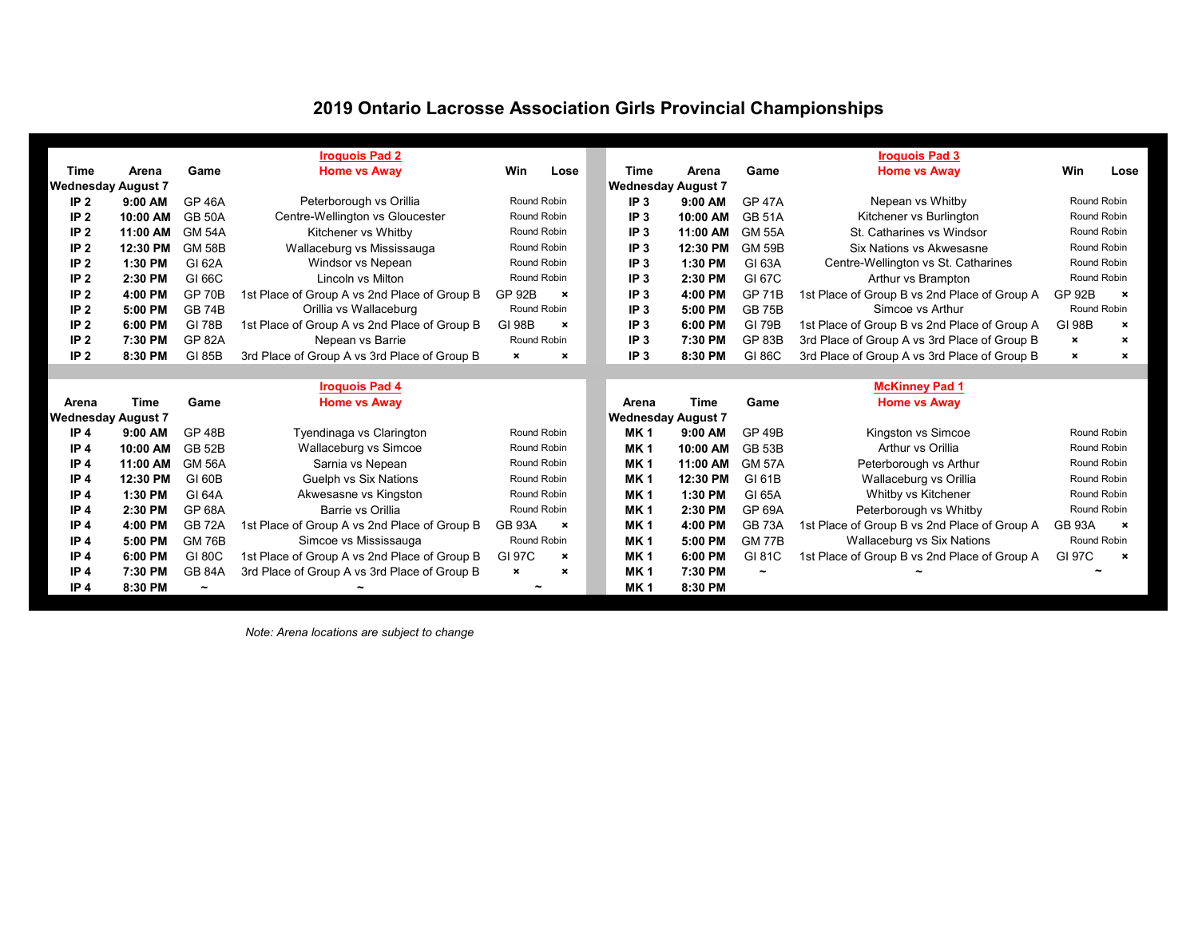# 2019 Ontario Lacrosse Association Girls Provincial Championships

## Iroquois Pad 2

| Time | Arena | Game | Home vs Away | Win | Lose |
|---|---|---|---|---|---|
| Wednesday August 7 | | | | | |
| IP 2 | 9:00 AM | GP 46A | Peterborough vs Orillia | Round Robin | |
| IP 2 | 10:00 AM | GB 50A | Centre-Wellington vs Gloucester | Round Robin | |
| IP 2 | 11:00 AM | GM 54A | Kitchener vs Whitby | Round Robin | |
| IP 2 | 12:30 PM | GM 58B | Wallaceburg vs Mississauga | Round Robin | |
| IP 2 | 1:30 PM | GI 62A | Windsor vs Nepean | Round Robin | |
| IP 2 | 2:30 PM | GI 66C | Lincoln vs Milton | Round Robin | |
| IP 2 | 4:00 PM | GP 70B | 1st Place of Group A vs 2nd Place of Group B | GP 92B | × |
| IP 2 | 5:00 PM | GB 74B | Orillia vs Wallaceburg | Round Robin | |
| IP 2 | 6:00 PM | GI 78B | 1st Place of Group A vs 2nd Place of Group B | GI 98B | × |
| IP 2 | 7:30 PM | GP 82A | Nepean vs Barrie | Round Robin | |
| IP 2 | 8:30 PM | GI 85B | 3rd Place of Group A vs 3rd Place of Group B | × | × |

## Iroquois Pad 3

| Time | Arena | Game | Home vs Away | Win | Lose |
|---|---|---|---|---|---|
| Wednesday August 7 | | | | | |
| IP 3 | 9:00 AM | GP 47A | Nepean vs Whitby | Round Robin | |
| IP 3 | 10:00 AM | GB 51A | Kitchener vs Burlington | Round Robin | |
| IP 3 | 11:00 AM | GM 55A | St. Catharines vs Windsor | Round Robin | |
| IP 3 | 12:30 PM | GM 59B | Six Nations vs Akwesasne | Round Robin | |
| IP 3 | 1:30 PM | GI 63A | Centre-Wellington vs St. Catharines | Round Robin | |
| IP 3 | 2:30 PM | GI 67C | Arthur vs Brampton | Round Robin | |
| IP 3 | 4:00 PM | GP 71B | 1st Place of Group B vs 2nd Place of Group A | GP 92B | × |
| IP 3 | 5:00 PM | GB 75B | Simcoe vs Arthur | Round Robin | |
| IP 3 | 6:00 PM | GI 79B | 1st Place of Group B vs 2nd Place of Group A | GI 98B | × |
| IP 3 | 7:30 PM | GP 83B | 3rd Place of Group A vs 3rd Place of Group B | × | × |
| IP 3 | 8:30 PM | GI 86C | 3rd Place of Group A vs 3rd Place of Group B | × | × |

## Iroquois Pad 4

| Arena | Time | Game | Home vs Away | Win | Lose |
|---|---|---|---|---|---|
| Wednesday August 7 | | | | | |
| IP 4 | 9:00 AM | GP 48B | Tyendinaga vs Clarington | Round Robin | |
| IP 4 | 10:00 AM | GB 52B | Wallaceburg vs Simcoe | Round Robin | |
| IP 4 | 11:00 AM | GM 56A | Sarnia vs Nepean | Round Robin | |
| IP 4 | 12:30 PM | GI 60B | Guelph vs Six Nations | Round Robin | |
| IP 4 | 1:30 PM | GI 64A | Akwesasne vs Kingston | Round Robin | |
| IP 4 | 2:30 PM | GP 68A | Barrie vs Orillia | Round Robin | |
| IP 4 | 4:00 PM | GB 72A | 1st Place of Group A vs 2nd Place of Group B | GB 93A | × |
| IP 4 | 5:00 PM | GM 76B | Simcoe vs Mississauga | Round Robin | |
| IP 4 | 6:00 PM | GI 80C | 1st Place of Group A vs 2nd Place of Group B | GI 97C | × |
| IP 4 | 7:30 PM | GB 84A | 3rd Place of Group A vs 3rd Place of Group B | × | × |
| IP 4 | 8:30 PM | ~ | ~ | ~ | |

## McKinney Pad 1

| Arena | Time | Game | Home vs Away | Win | Lose |
|---|---|---|---|---|---|
| Wednesday August 7 | | | | | |
| MK 1 | 9:00 AM | GP 49B | Kingston vs Simcoe | Round Robin | |
| MK 1 | 10:00 AM | GB 53B | Arthur vs Orillia | Round Robin | |
| MK 1 | 11:00 AM | GM 57A | Peterborough vs Arthur | Round Robin | |
| MK 1 | 12:30 PM | GI 61B | Wallaceburg vs Orillia | Round Robin | |
| MK 1 | 1:30 PM | GI 65A | Whitby vs Kitchener | Round Robin | |
| MK 1 | 2:30 PM | GP 69A | Peterborough vs Whitby | Round Robin | |
| MK 1 | 4:00 PM | GB 73A | 1st Place of Group B vs 2nd Place of Group A | GB 93A | × |
| MK 1 | 5:00 PM | GM 77B | Wallaceburg vs Six Nations | Round Robin | |
| MK 1 | 6:00 PM | GI 81C | 1st Place of Group B vs 2nd Place of Group A | GI 97C | × |
| MK 1 | 7:30 PM | ~ | ~ | ~ | |
| MK 1 | 8:30 PM | | | | |

*Note: Arena locations are subject to change*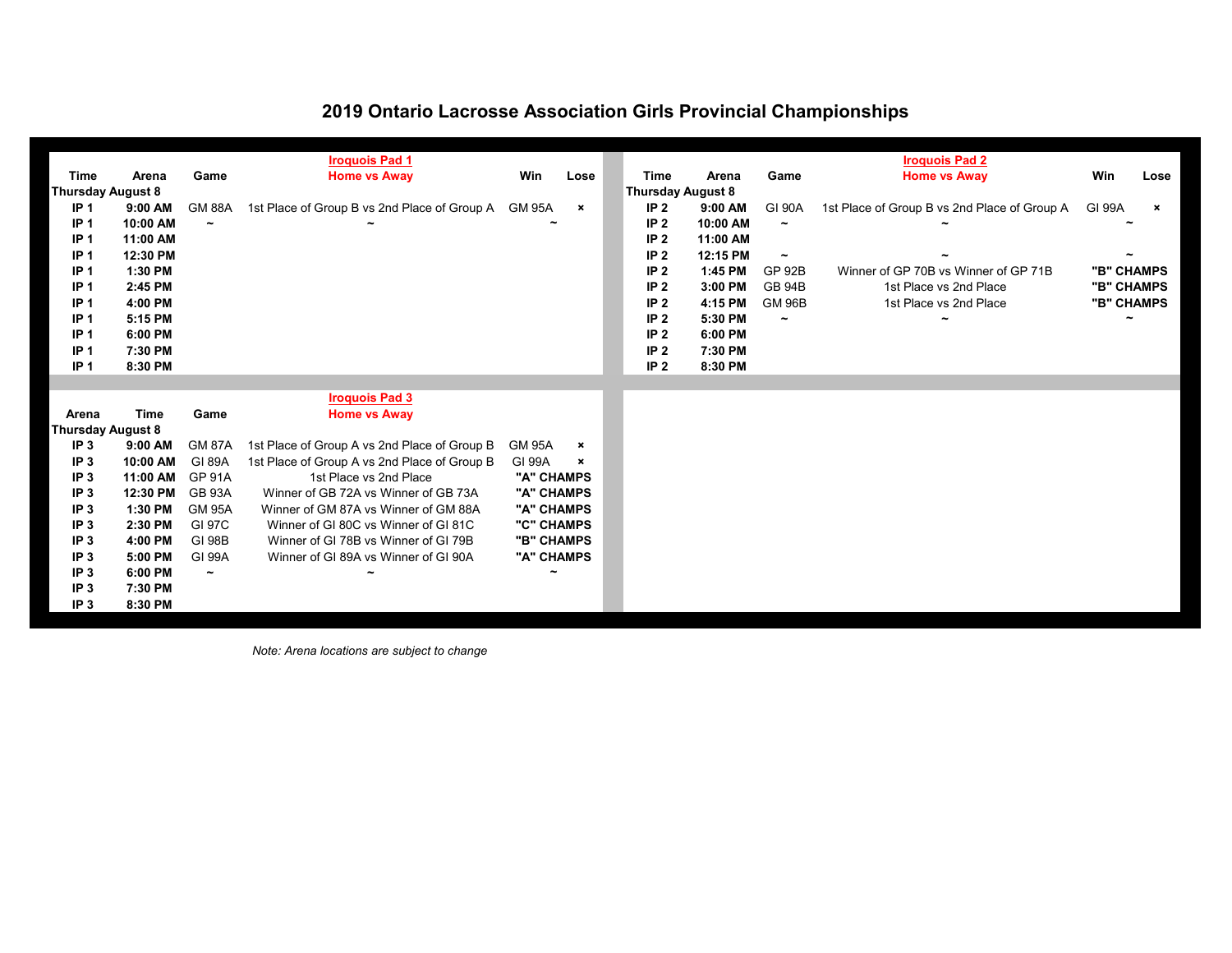# 2019 Ontario Lacrosse Association Girls Provincial Championships

**Iroquois Pad 1**

| Time | Arena | Game | Home vs Away | Win | Lose |
|---|---|---|---|---|---|
| **Thursday August 8** | | | | | |
| IP 1 | 9:00 AM | GM 88A | 1st Place of Group B vs 2nd Place of Group A | GM 95A | × |
| IP 1 | 10:00 AM | ~ | ~ | ~ | |
| IP 1 | 11:00 AM | | | | |
| IP 1 | 12:30 PM | | | | |
| IP 1 | 1:30 PM | | | | |
| IP 1 | 2:45 PM | | | | |
| IP 1 | 4:00 PM | | | | |
| IP 1 | 5:15 PM | | | | |
| IP 1 | 6:00 PM | | | | |
| IP 1 | 7:30 PM | | | | |
| IP 1 | 8:30 PM | | | | |

**Iroquois Pad 2**

| Time | Arena | Game | Home vs Away | Win | Lose |
|---|---|---|---|---|---|
| **Thursday August 8** | | | | | |
| IP 2 | 9:00 AM | GI 90A | 1st Place of Group B vs 2nd Place of Group A | GI 99A | × |
| IP 2 | 10:00 AM | ~ | ~ | ~ | |
| IP 2 | 11:00 AM | | | | |
| IP 2 | 12:15 PM | ~ | ~ | ~ | |
| IP 2 | 1:45 PM | GP 92B | Winner of GP 70B vs Winner of GP 71B | "B" CHAMPS | |
| IP 2 | 3:00 PM | GB 94B | 1st Place vs 2nd Place | "B" CHAMPS | |
| IP 2 | 4:15 PM | GM 96B | 1st Place vs 2nd Place | "B" CHAMPS | |
| IP 2 | 5:30 PM | ~ | ~ | ~ | |
| IP 2 | 6:00 PM | | | | |
| IP 2 | 7:30 PM | | | | |
| IP 2 | 8:30 PM | | | | |

**Iroquois Pad 3**

| Arena | Time | Game | Home vs Away | Win | Lose |
|---|---|---|---|---|---|
| **Thursday August 8** | | | | | |
| IP 3 | 9:00 AM | GM 87A | 1st Place of Group A vs 2nd Place of Group B | GM 95A | × |
| IP 3 | 10:00 AM | GI 89A | 1st Place of Group A vs 2nd Place of Group B | GI 99A | × |
| IP 3 | 11:00 AM | GP 91A | 1st Place vs 2nd Place | "A" CHAMPS | |
| IP 3 | 12:30 PM | GB 93A | Winner of GB 72A vs Winner of GB 73A | "A" CHAMPS | |
| IP 3 | 1:30 PM | GM 95A | Winner of GM 87A vs Winner of GM 88A | "A" CHAMPS | |
| IP 3 | 2:30 PM | GI 97C | Winner of GI 80C vs Winner of GI 81C | "C" CHAMPS | |
| IP 3 | 4:00 PM | GI 98B | Winner of GI 78B vs Winner of GI 79B | "B" CHAMPS | |
| IP 3 | 5:00 PM | GI 99A | Winner of GI 89A vs Winner of GI 90A | "A" CHAMPS | |
| IP 3 | 6:00 PM | ~ | ~ | ~ | |
| IP 3 | 7:30 PM | | | | |
| IP 3 | 8:30 PM | | | | |

*Note: Arena locations are subject to change*